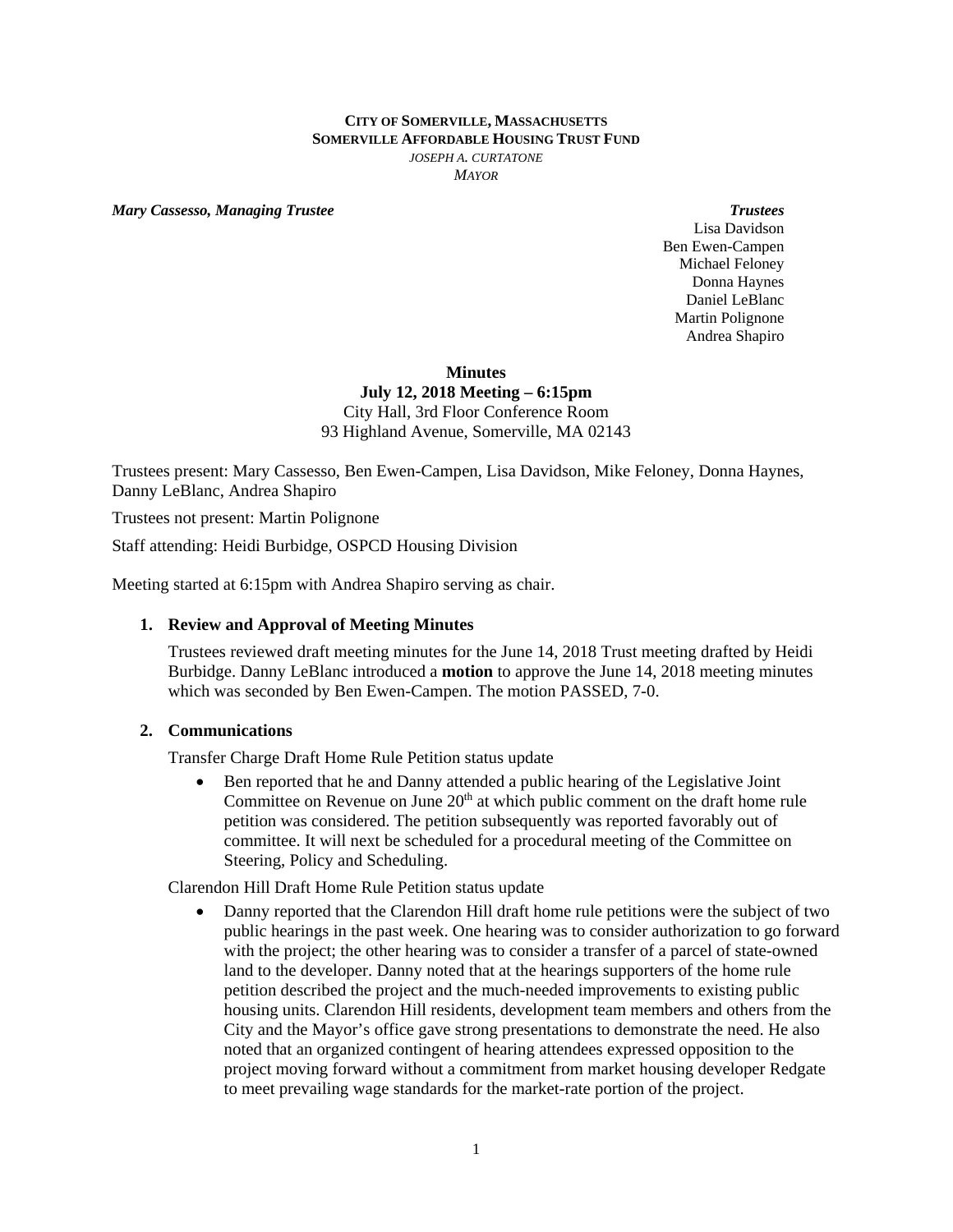**CITY OF SOMERVILLE, MASSACHUSETTS**
**SOMERVILLE AFFORDABLE HOUSING TRUST FUND**
*JOSEPH A. CURTATONE*
*MAYOR*

***Mary Cassesso, Managing Trustee***

***Trustees***
Lisa Davidson
Ben Ewen-Campen
Michael Feloney
Donna Haynes
Daniel LeBlanc
Martin Polignone
Andrea Shapiro

**Minutes**
**July 12, 2018 Meeting – 6:15pm**
City Hall, 3rd Floor Conference Room
93 Highland Avenue, Somerville, MA 02143

Trustees present: Mary Cassesso, Ben Ewen-Campen, Lisa Davidson, Mike Feloney, Donna Haynes, Danny LeBlanc, Andrea Shapiro

Trustees not present: Martin Polignone

Staff attending: Heidi Burbidge, OSPCD Housing Division

Meeting started at 6:15pm with Andrea Shapiro serving as chair.

1. **Review and Approval of Meeting Minutes**

   Trustees reviewed draft meeting minutes for the June 14, 2018 Trust meeting drafted by Heidi Burbidge. Danny LeBlanc introduced a **motion** to approve the June 14, 2018 meeting minutes which was seconded by Ben Ewen-Campen. The motion PASSED, 7-0.

2. **Communications**

   Transfer Charge Draft Home Rule Petition status update

   - Ben reported that he and Danny attended a public hearing of the Legislative Joint Committee on Revenue on June 20th at which public comment on the draft home rule petition was considered. The petition subsequently was reported favorably out of committee. It will next be scheduled for a procedural meeting of the Committee on Steering, Policy and Scheduling.

   Clarendon Hill Draft Home Rule Petition status update

   - Danny reported that the Clarendon Hill draft home rule petitions were the subject of two public hearings in the past week. One hearing was to consider authorization to go forward with the project; the other hearing was to consider a transfer of a parcel of state-owned land to the developer. Danny noted that at the hearings supporters of the home rule petition described the project and the much-needed improvements to existing public housing units. Clarendon Hill residents, development team members and others from the City and the Mayor's office gave strong presentations to demonstrate the need. He also noted that an organized contingent of hearing attendees expressed opposition to the project moving forward without a commitment from market housing developer Redgate to meet prevailing wage standards for the market-rate portion of the project.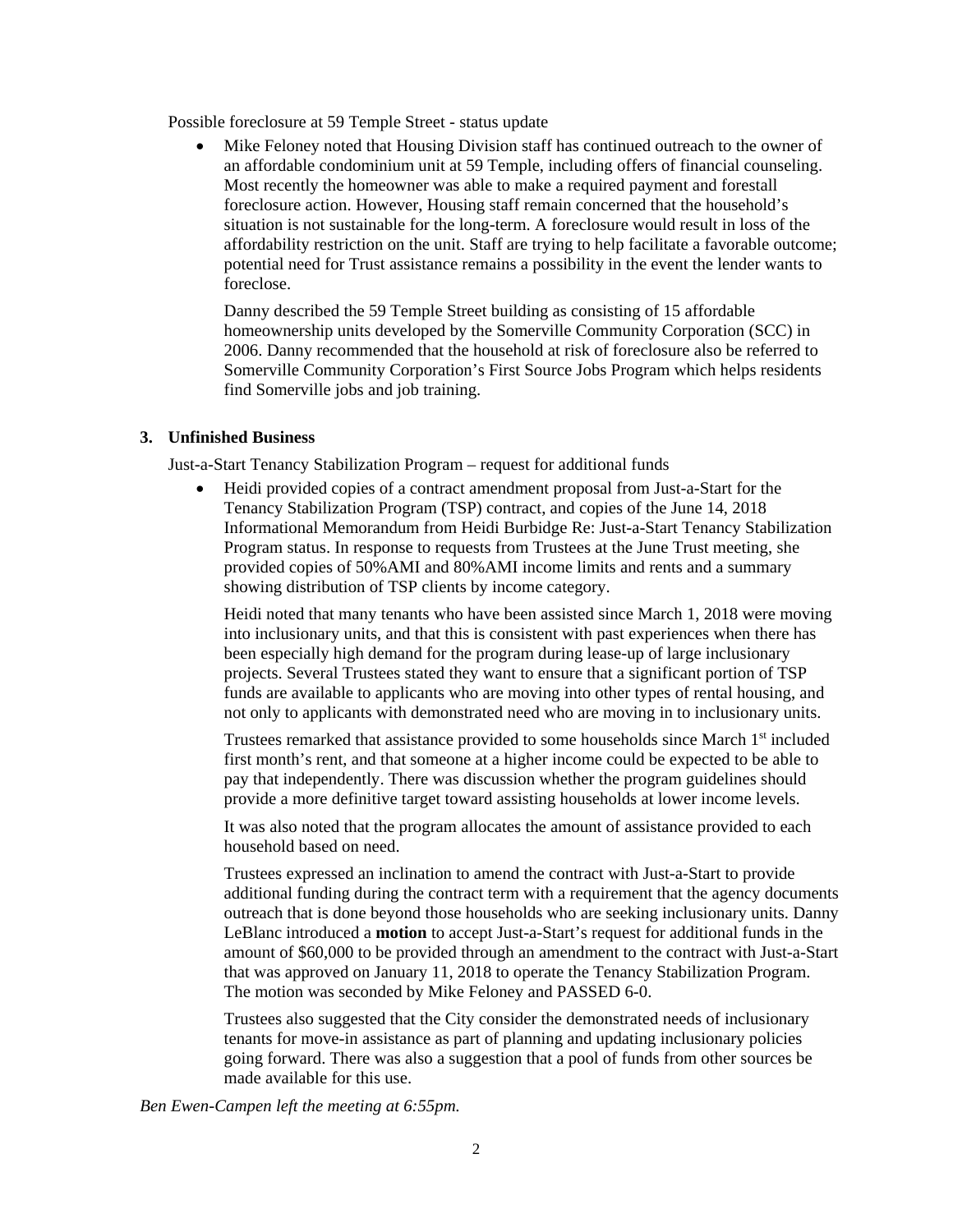Possible foreclosure at 59 Temple Street - status update

- Mike Feloney noted that Housing Division staff has continued outreach to the owner of an affordable condominium unit at 59 Temple, including offers of financial counseling. Most recently the homeowner was able to make a required payment and forestall foreclosure action. However, Housing staff remain concerned that the household's situation is not sustainable for the long-term. A foreclosure would result in loss of the affordability restriction on the unit. Staff are trying to help facilitate a favorable outcome; potential need for Trust assistance remains a possibility in the event the lender wants to foreclose.

  Danny described the 59 Temple Street building as consisting of 15 affordable homeownership units developed by the Somerville Community Corporation (SCC) in 2006. Danny recommended that the household at risk of foreclosure also be referred to Somerville Community Corporation's First Source Jobs Program which helps residents find Somerville jobs and job training.

## 3. Unfinished Business

Just-a-Start Tenancy Stabilization Program – request for additional funds

- Heidi provided copies of a contract amendment proposal from Just-a-Start for the Tenancy Stabilization Program (TSP) contract, and copies of the June 14, 2018 Informational Memorandum from Heidi Burbidge Re: Just-a-Start Tenancy Stabilization Program status. In response to requests from Trustees at the June Trust meeting, she provided copies of 50%AMI and 80%AMI income limits and rents and a summary showing distribution of TSP clients by income category.

  Heidi noted that many tenants who have been assisted since March 1, 2018 were moving into inclusionary units, and that this is consistent with past experiences when there has been especially high demand for the program during lease-up of large inclusionary projects. Several Trustees stated they want to ensure that a significant portion of TSP funds are available to applicants who are moving into other types of rental housing, and not only to applicants with demonstrated need who are moving in to inclusionary units.

  Trustees remarked that assistance provided to some households since March 1st included first month's rent, and that someone at a higher income could be expected to be able to pay that independently. There was discussion whether the program guidelines should provide a more definitive target toward assisting households at lower income levels.

  It was also noted that the program allocates the amount of assistance provided to each household based on need.

  Trustees expressed an inclination to amend the contract with Just-a-Start to provide additional funding during the contract term with a requirement that the agency documents outreach that is done beyond those households who are seeking inclusionary units. Danny LeBlanc introduced a **motion** to accept Just-a-Start's request for additional funds in the amount of $60,000 to be provided through an amendment to the contract with Just-a-Start that was approved on January 11, 2018 to operate the Tenancy Stabilization Program. The motion was seconded by Mike Feloney and PASSED 6-0.

  Trustees also suggested that the City consider the demonstrated needs of inclusionary tenants for move-in assistance as part of planning and updating inclusionary policies going forward. There was also a suggestion that a pool of funds from other sources be made available for this use.

*Ben Ewen-Campen left the meeting at 6:55pm.*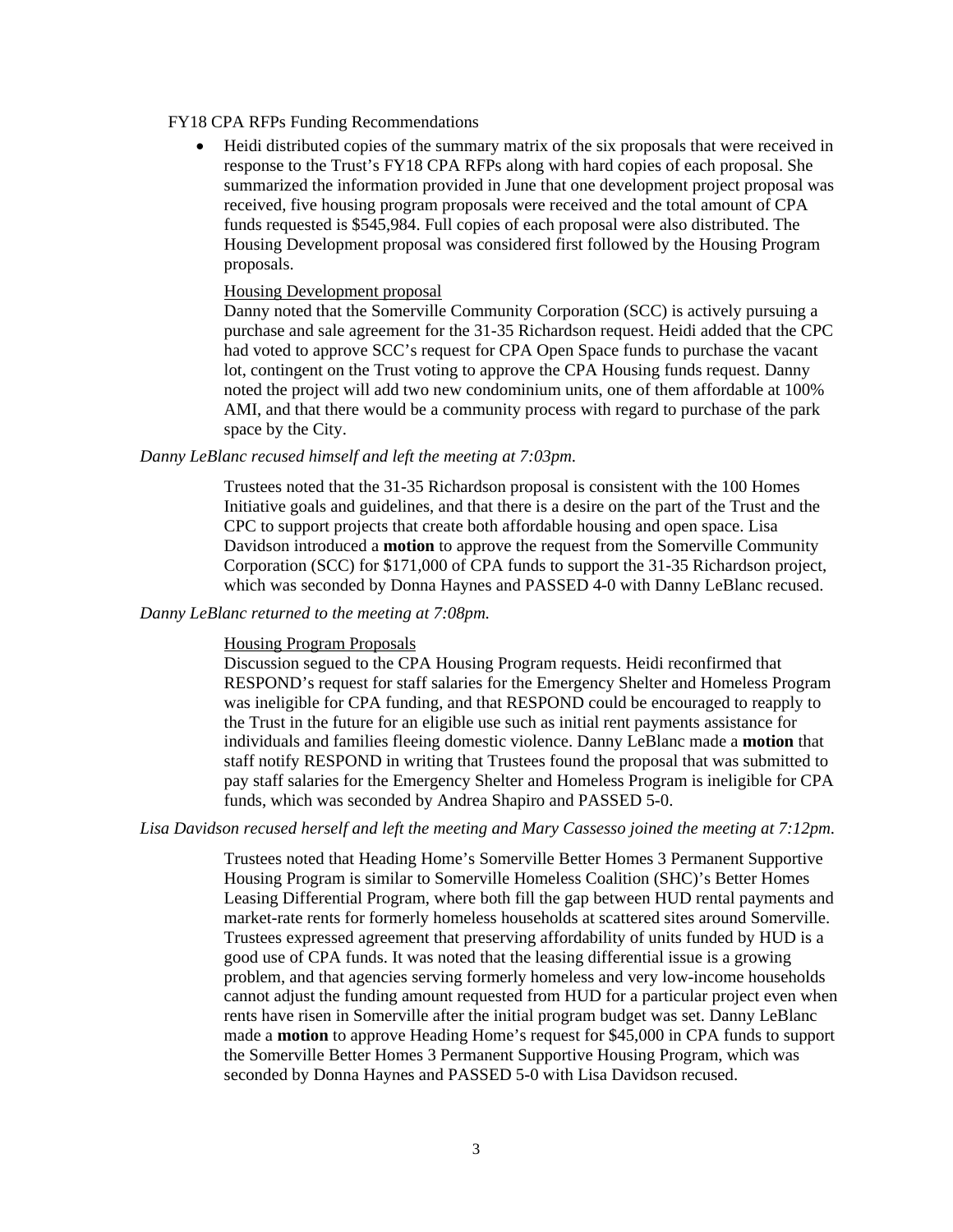FY18 CPA RFPs Funding Recommendations

- Heidi distributed copies of the summary matrix of the six proposals that were received in response to the Trust's FY18 CPA RFPs along with hard copies of each proposal. She summarized the information provided in June that one development project proposal was received, five housing program proposals were received and the total amount of CPA funds requested is $545,984. Full copies of each proposal were also distributed. The Housing Development proposal was considered first followed by the Housing Program proposals.

  Housing Development proposal

  Danny noted that the Somerville Community Corporation (SCC) is actively pursuing a purchase and sale agreement for the 31-35 Richardson request. Heidi added that the CPC had voted to approve SCC's request for CPA Open Space funds to purchase the vacant lot, contingent on the Trust voting to approve the CPA Housing funds request. Danny noted the project will add two new condominium units, one of them affordable at 100% AMI, and that there would be a community process with regard to purchase of the park space by the City.

*Danny LeBlanc recused himself and left the meeting at 7:03pm.*

Trustees noted that the 31-35 Richardson proposal is consistent with the 100 Homes Initiative goals and guidelines, and that there is a desire on the part of the Trust and the CPC to support projects that create both affordable housing and open space. Lisa Davidson introduced a **motion** to approve the request from the Somerville Community Corporation (SCC) for $171,000 of CPA funds to support the 31-35 Richardson project, which was seconded by Donna Haynes and PASSED 4-0 with Danny LeBlanc recused.

*Danny LeBlanc returned to the meeting at 7:08pm.*

Housing Program Proposals

Discussion segued to the CPA Housing Program requests. Heidi reconfirmed that RESPOND's request for staff salaries for the Emergency Shelter and Homeless Program was ineligible for CPA funding, and that RESPOND could be encouraged to reapply to the Trust in the future for an eligible use such as initial rent payments assistance for individuals and families fleeing domestic violence. Danny LeBlanc made a **motion** that staff notify RESPOND in writing that Trustees found the proposal that was submitted to pay staff salaries for the Emergency Shelter and Homeless Program is ineligible for CPA funds, which was seconded by Andrea Shapiro and PASSED 5-0.

*Lisa Davidson recused herself and left the meeting and Mary Cassesso joined the meeting at 7:12pm.*

Trustees noted that Heading Home's Somerville Better Homes 3 Permanent Supportive Housing Program is similar to Somerville Homeless Coalition (SHC)'s Better Homes Leasing Differential Program, where both fill the gap between HUD rental payments and market-rate rents for formerly homeless households at scattered sites around Somerville. Trustees expressed agreement that preserving affordability of units funded by HUD is a good use of CPA funds. It was noted that the leasing differential issue is a growing problem, and that agencies serving formerly homeless and very low-income households cannot adjust the funding amount requested from HUD for a particular project even when rents have risen in Somerville after the initial program budget was set. Danny LeBlanc made a **motion** to approve Heading Home's request for $45,000 in CPA funds to support the Somerville Better Homes 3 Permanent Supportive Housing Program, which was seconded by Donna Haynes and PASSED 5-0 with Lisa Davidson recused.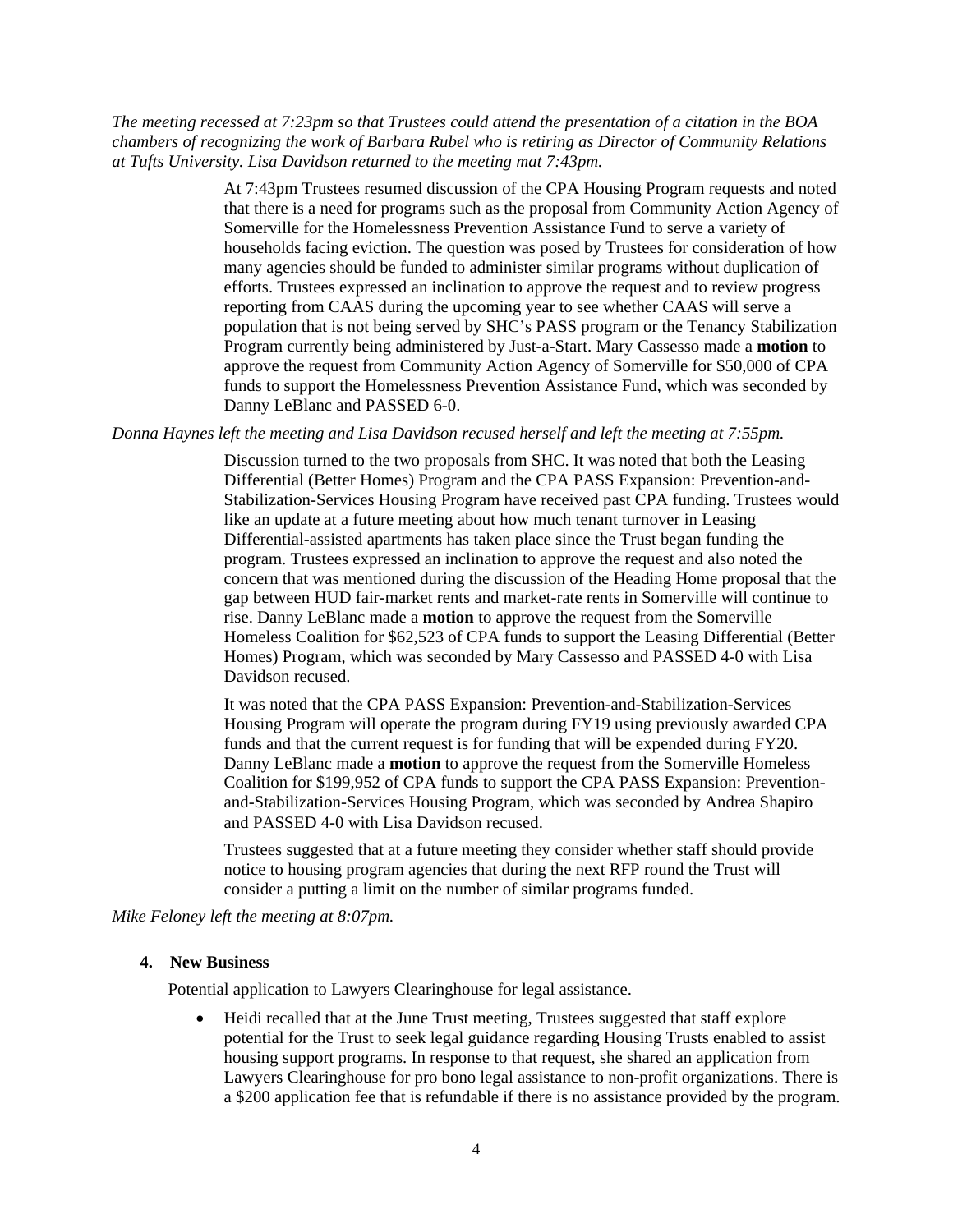*The meeting recessed at 7:23pm so that Trustees could attend the presentation of a citation in the BOA chambers of recognizing the work of Barbara Rubel who is retiring as Director of Community Relations at Tufts University. Lisa Davidson returned to the meeting mat 7:43pm.*

At 7:43pm Trustees resumed discussion of the CPA Housing Program requests and noted that there is a need for programs such as the proposal from Community Action Agency of Somerville for the Homelessness Prevention Assistance Fund to serve a variety of households facing eviction. The question was posed by Trustees for consideration of how many agencies should be funded to administer similar programs without duplication of efforts. Trustees expressed an inclination to approve the request and to review progress reporting from CAAS during the upcoming year to see whether CAAS will serve a population that is not being served by SHC's PASS program or the Tenancy Stabilization Program currently being administered by Just-a-Start. Mary Cassesso made a **motion** to approve the request from Community Action Agency of Somerville for $50,000 of CPA funds to support the Homelessness Prevention Assistance Fund, which was seconded by Danny LeBlanc and PASSED 6-0.

*Donna Haynes left the meeting and Lisa Davidson recused herself and left the meeting at 7:55pm.*

Discussion turned to the two proposals from SHC. It was noted that both the Leasing Differential (Better Homes) Program and the CPA PASS Expansion: Prevention-and-Stabilization-Services Housing Program have received past CPA funding. Trustees would like an update at a future meeting about how much tenant turnover in Leasing Differential-assisted apartments has taken place since the Trust began funding the program. Trustees expressed an inclination to approve the request and also noted the concern that was mentioned during the discussion of the Heading Home proposal that the gap between HUD fair-market rents and market-rate rents in Somerville will continue to rise. Danny LeBlanc made a **motion** to approve the request from the Somerville Homeless Coalition for $62,523 of CPA funds to support the Leasing Differential (Better Homes) Program, which was seconded by Mary Cassesso and PASSED 4-0 with Lisa Davidson recused.

It was noted that the CPA PASS Expansion: Prevention-and-Stabilization-Services Housing Program will operate the program during FY19 using previously awarded CPA funds and that the current request is for funding that will be expended during FY20. Danny LeBlanc made a **motion** to approve the request from the Somerville Homeless Coalition for $199,952 of CPA funds to support the CPA PASS Expansion: Prevention-and-Stabilization-Services Housing Program, which was seconded by Andrea Shapiro and PASSED 4-0 with Lisa Davidson recused.

Trustees suggested that at a future meeting they consider whether staff should provide notice to housing program agencies that during the next RFP round the Trust will consider a putting a limit on the number of similar programs funded.

*Mike Feloney left the meeting at 8:07pm.*

**4. New Business**

Potential application to Lawyers Clearinghouse for legal assistance.

- Heidi recalled that at the June Trust meeting, Trustees suggested that staff explore potential for the Trust to seek legal guidance regarding Housing Trusts enabled to assist housing support programs. In response to that request, she shared an application from Lawyers Clearinghouse for pro bono legal assistance to non-profit organizations. There is a $200 application fee that is refundable if there is no assistance provided by the program.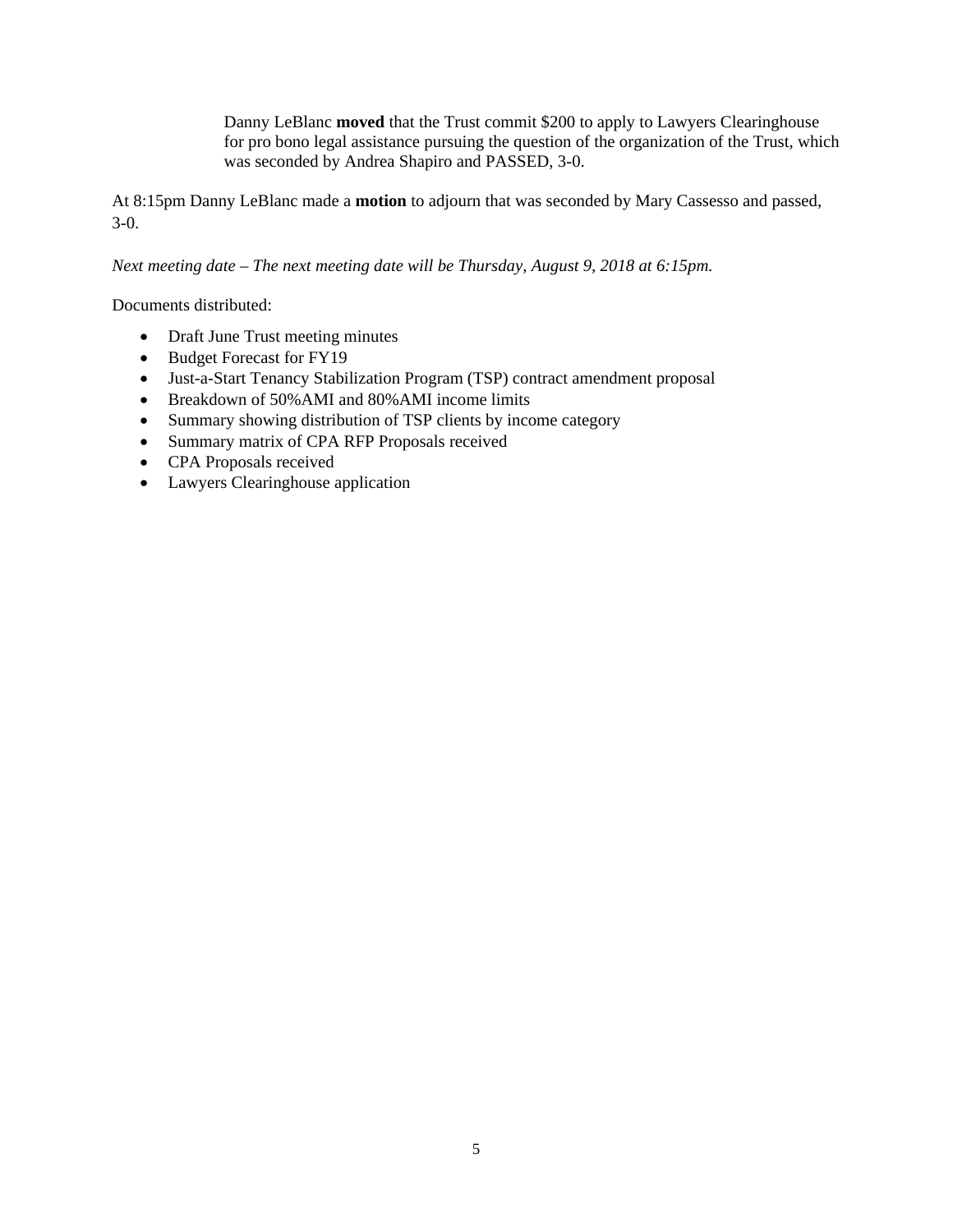Danny LeBlanc **moved** that the Trust commit $200 to apply to Lawyers Clearinghouse for pro bono legal assistance pursuing the question of the organization of the Trust, which was seconded by Andrea Shapiro and PASSED, 3-0.

At 8:15pm Danny LeBlanc made a **motion** to adjourn that was seconded by Mary Cassesso and passed, 3-0.

*Next meeting date – The next meeting date will be Thursday, August 9, 2018 at 6:15pm.*

Documents distributed:

- Draft June Trust meeting minutes
- Budget Forecast for FY19
- Just-a-Start Tenancy Stabilization Program (TSP) contract amendment proposal
- Breakdown of 50%AMI and 80%AMI income limits
- Summary showing distribution of TSP clients by income category
- Summary matrix of CPA RFP Proposals received
- CPA Proposals received
- Lawyers Clearinghouse application